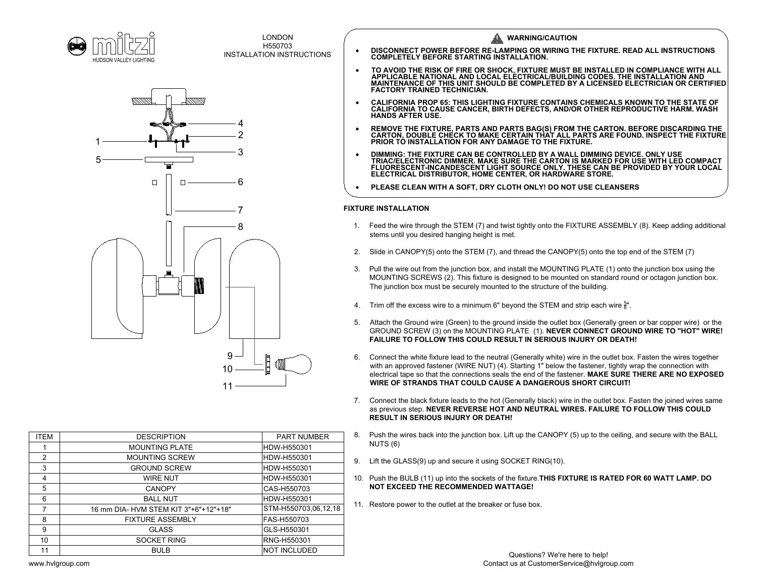mitzi
HUDSON VALLEY LIGHTING

LONDON
H550703
INSTALLATION INSTRUCTIONS

| ITEM | DESCRIPTION | PART NUMBER |
|---|---|---|
| 1 | MOUNTING PLATE | HDW-H550301 |
| 2 | MOUNTING SCREW | HDW-H550301 |
| 3 | GROUND SCREW | HDW-H550301 |
| 4 | WIRE NUT | HDW-H550301 |
| 5 | CANOPY | CAS-H550703 |
| 6 | BALL NUT | HDW-H550301 |
| 7 | 16 mm DIA- HVM STEM KIT 3"+6"+12"+18" | STM-H550703,06,12,18 |
| 8 | FIXTURE ASSEMBLY | FAS-H550703 |
| 9 | GLASS | GLS-H550301 |
| 10 | SOCKET RING | RNG-H550301 |
| 11 | BULB | NOT INCLUDED |

www.hvlgroup.com

## ⚠ WARNING/CAUTION

- **DISCONNECT POWER BEFORE RE-LAMPING OR WIRING THE FIXTURE. READ ALL INSTRUCTIONS COMPLETELY BEFORE STARTING INSTALLATION.**
- **TO AVOID THE RISK OF FIRE OR SHOCK, FIXTURE MUST BE INSTALLED IN COMPLIANCE WITH ALL APPLICABLE NATIONAL AND LOCAL ELECTRICAL/BUILDING CODES. THE INSTALLATION AND MAINTENANCE OF THIS UNIT SHOULD BE COMPLETED BY A LICENSED ELECTRICIAN OR CERTIFIED FACTORY TRAINED TECHNICIAN.**
- **CALIFORNIA PROP 65: THIS LIGHTING FIXTURE CONTAINS CHEMICALS KNOWN TO THE STATE OF CALIFORNIA TO CAUSE CANCER, BIRTH DEFECTS, AND/OR OTHER REPRODUCTIVE HARM. WASH HANDS AFTER USE.**
- **REMOVE THE FIXTURE, PARTS AND PARTS BAG(S) FROM THE CARTON. BEFORE DISCARDING THE CARTON, DOUBLE CHECK TO MAKE CERTAIN THAT ALL PARTS ARE FOUND. INSPECT THE FIXTURE PRIOR TO INSTALLATION FOR ANY DAMAGE TO THE FIXTURE.**
- **DIMMING: THE FIXTURE CAN BE CONTROLLED BY A WALL DIMMING DEVICE. ONLY USE TRIAC/ELECTRONIC DIMMER. MAKE SURE THE CARTON IS MARKED FOR USE WITH LED COMPACT FLUORESCENT-INCANDESCENT LIGHT SOURCE ONLY. THESE CAN BE PROVIDED BY YOUR LOCAL ELECTRICAL DISTRIBUTOR, HOME CENTER, OR HARDWARE STORE.**
- **PLEASE CLEAN WITH A SOFT, DRY CLOTH ONLY! DO NOT USE CLEANSERS**

**FIXTURE INSTALLATION**

1. Feed the wire through the STEM (7) and twist tightly onto the FIXTURE ASSEMBLY (8). Keep adding additional stems until you desired hanging height is met.
2. Slide in CANOPY(5) onto the STEM (7), and thread the CANOPY(5) onto the top end of the STEM (7)
3. Pull the wire out from the junction box, and install the MOUNTING PLATE (1) onto the junction box using the MOUNTING SCREWS (2). This fixture is designed to be mounted on standard round or octagon junction box. The junction box must be securely mounted to the structure of the building.
4. Trim off the excess wire to a minimum 6" beyond the STEM and strip each wire $\frac{5}{8}$".
5. Attach the Ground wire (Green) to the ground inside the outlet box (Generally green or bar copper wire) or the GROUND SCREW (3) on the MOUNTING PLATE (1). **NEVER CONNECT GROUND WIRE TO "HOT" WIRE! FAILURE TO FOLLOW THIS COULD RESULT IN SERIOUS INJURY OR DEATH!**
6. Connect the white fixture lead to the neutral (Generally white) wire in the outlet box. Fasten the wires together with an approved fastener (WIRE NUT) (4). Starting 1" below the fastener, tightly wrap the connection with electrical tape so that the connections seals the end of the fastener. **MAKE SURE THERE ARE NO EXPOSED WIRE OF STRANDS THAT COULD CAUSE A DANGEROUS SHORT CIRCUIT!**
7. Connect the black fixture leads to the hot (Generally black) wire in the outlet box. Fasten the joined wires same as previous step. **NEVER REVERSE HOT AND NEUTRAL WIRES. FAILURE TO FOLLOW THIS COULD RESULT IN SERIOUS INJURY OR DEATH!**
8. Push the wires back into the junction box. Lift up the CANOPY (5) up to the ceiling, and secure with the BALL NUTS (6)
9. Lift the GLASS(9) up and secure it using SOCKET RING(10).
10. Push the BULB (11) up into the sockets of the fixture.**THIS FIXTURE IS RATED FOR 60 WATT LAMP. DO NOT EXCEED THE RECOMMENDED WATTAGE!**
11. Restore power to the outlet at the breaker or fuse box.

Questions? We're here to help!
Contact us at CustomerService@hvlgroup.com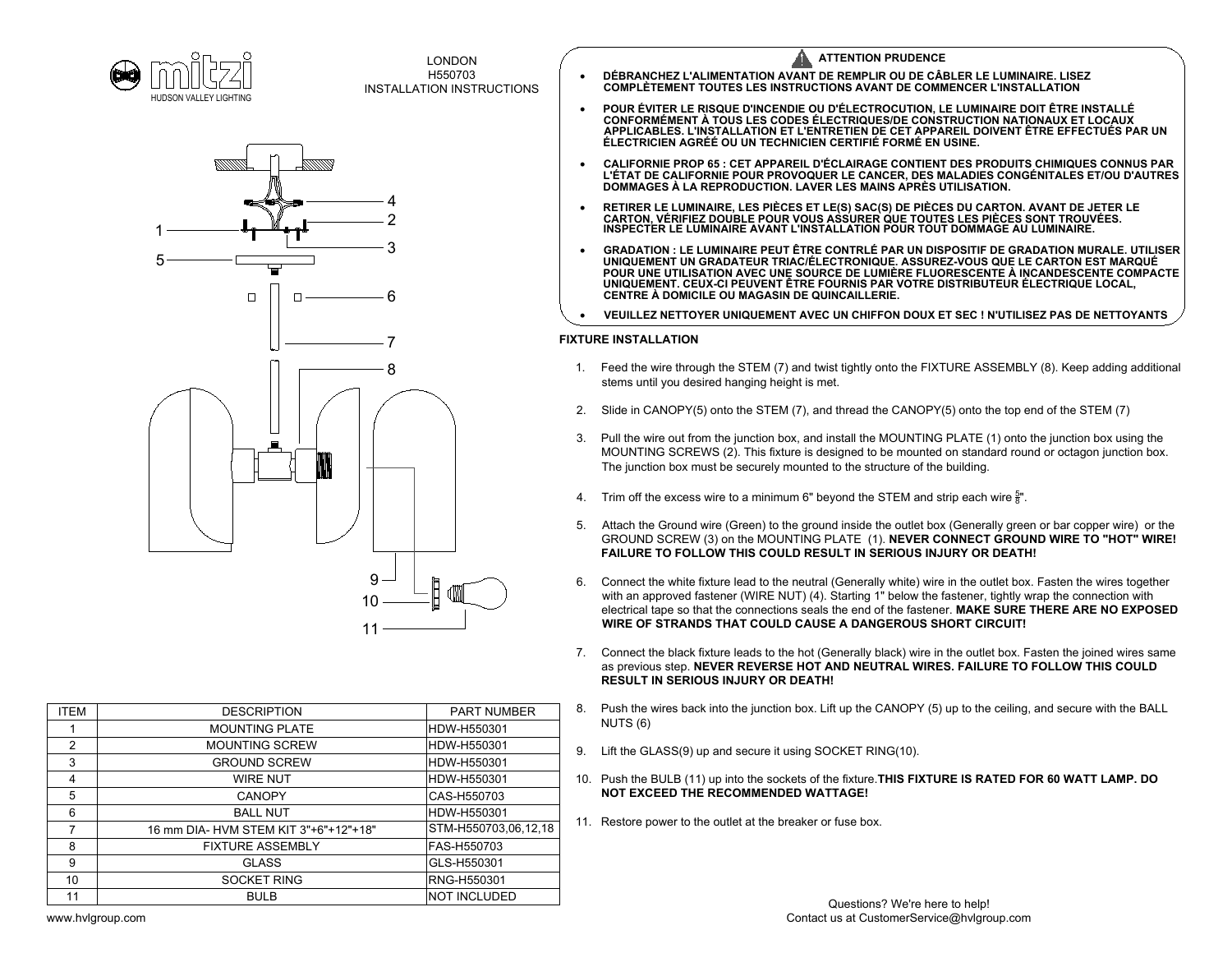mitzi
HUDSON VALLEY LIGHTING

LONDON
H550703
INSTALLATION INSTRUCTIONS

1
5
4
2
3
6
7
8
9
10
11

| ITEM | DESCRIPTION | PART NUMBER |
|---|---|---|
| 1 | MOUNTING PLATE | HDW-H550301 |
| 2 | MOUNTING SCREW | HDW-H550301 |
| 3 | GROUND SCREW | HDW-H550301 |
| 4 | WIRE NUT | HDW-H550301 |
| 5 | CANOPY | CAS-H550703 |
| 6 | BALL NUT | HDW-H550301 |
| 7 | 16 mm DIA- HVM STEM KIT 3"+6"+12"+18" | STM-H550703,06,12,18 |
| 8 | FIXTURE ASSEMBLY | FAS-H550703 |
| 9 | GLASS | GLS-H550301 |
| 10 | SOCKET RING | RNG-H550301 |
| 11 | BULB | NOT INCLUDED |

www.hvlgroup.com

**ATTENTION PRUDENCE**

- **DÉBRANCHEZ L'ALIMENTATION AVANT DE REMPLIR OU DE CÂBLER LE LUMINAIRE. LISEZ COMPLÈTEMENT TOUTES LES INSTRUCTIONS AVANT DE COMMENCER L'INSTALLATION**
- **POUR ÉVITER LE RISQUE D'INCENDIE OU D'ÉLECTROCUTION, LE LUMINAIRE DOIT ÊTRE INSTALLÉ CONFORMÉMENT À TOUS LES CODES ÉLECTRIQUES/DE CONSTRUCTION NATIONAUX ET LOCAUX APPLICABLES. L'INSTALLATION ET L'ENTRETIEN DE CET APPAREIL DOIVENT ÊTRE EFFECTUÉS PAR UN ÉLECTRICIEN AGRÉÉ OU UN TECHNICIEN CERTIFIÉ FORMÉ EN USINE.**
- **CALIFORNIE PROP 65 : CET APPAREIL D'ÉCLAIRAGE CONTIENT DES PRODUITS CHIMIQUES CONNUS PAR L'ÉTAT DE CALIFORNIE POUR PROVOQUER LE CANCER, DES MALADIES CONGÉNITALES ET/OU D'AUTRES DOMMAGES À LA REPRODUCTION. LAVER LES MAINS APRÈS UTILISATION.**
- **RETIRER LE LUMINAIRE, LES PIÈCES ET LE(S) SAC(S) DE PIÈCES DU CARTON. AVANT DE JETER LE CARTON, VÉRIFIEZ DOUBLE POUR VOUS ASSURER QUE TOUTES LES PIÈCES SONT TROUVÉES. INSPECTER LE LUMINAIRE AVANT L'INSTALLATION POUR TOUT DOMMAGE AU LUMINAIRE.**
- **GRADATION : LE LUMINAIRE PEUT ÊTRE CONTRLÉ PAR UN DISPOSITIF DE GRADATION MURALE. UTILISER UNIQUEMENT UN GRADATEUR TRIAC/ÉLECTRONIQUE. ASSUREZ-VOUS QUE LE CARTON EST MARQUÉ POUR UNE UTILISATION AVEC UNE SOURCE DE LUMIÈRE FLUORESCENTE À INCANDESCENTE COMPACTE UNIQUEMENT. CEUX-CI PEUVENT ÊTRE FOURNIS PAR VOTRE DISTRIBUTEUR ÉLECTRIQUE LOCAL, CENTRE À DOMICILE OU MAGASIN DE QUINCAILLERIE.**
- **VEUILLEZ NETTOYER UNIQUEMENT AVEC UN CHIFFON DOUX ET SEC ! N'UTILISEZ PAS DE NETTOYANTS**

**FIXTURE INSTALLATION**

1. Feed the wire through the STEM (7) and twist tightly onto the FIXTURE ASSEMBLY (8). Keep adding additional stems until you desired hanging height is met.
2. Slide in CANOPY(5) onto the STEM (7), and thread the CANOPY(5) onto the top end of the STEM (7)
3. Pull the wire out from the junction box, and install the MOUNTING PLATE (1) onto the junction box using the MOUNTING SCREWS (2). This fixture is designed to be mounted on standard round or octagon junction box. The junction box must be securely mounted to the structure of the building.
4. Trim off the excess wire to a minimum 6" beyond the STEM and strip each wire $\frac{5}{8}$".
5. Attach the Ground wire (Green) to the ground inside the outlet box (Generally green or bar copper wire) or the GROUND SCREW (3) on the MOUNTING PLATE (1). **NEVER CONNECT GROUND WIRE TO "HOT" WIRE! FAILURE TO FOLLOW THIS COULD RESULT IN SERIOUS INJURY OR DEATH!**
6. Connect the white fixture lead to the neutral (Generally white) wire in the outlet box. Fasten the wires together with an approved fastener (WIRE NUT) (4). Starting 1" below the fastener, tightly wrap the connection with electrical tape so that the connections seals the end of the fastener. **MAKE SURE THERE ARE NO EXPOSED WIRE OF STRANDS THAT COULD CAUSE A DANGEROUS SHORT CIRCUIT!**
7. Connect the black fixture leads to the hot (Generally black) wire in the outlet box. Fasten the joined wires same as previous step. **NEVER REVERSE HOT AND NEUTRAL WIRES. FAILURE TO FOLLOW THIS COULD RESULT IN SERIOUS INJURY OR DEATH!**
8. Push the wires back into the junction box. Lift up the CANOPY (5) up to the ceiling, and secure with the BALL NUTS (6)
9. Lift the GLASS(9) up and secure it using SOCKET RING(10).
10. Push the BULB (11) up into the sockets of the fixture.**THIS FIXTURE IS RATED FOR 60 WATT LAMP. DO NOT EXCEED THE RECOMMENDED WATTAGE!**
11. Restore power to the outlet at the breaker or fuse box.

Questions? We're here to help!
Contact us at CustomerService@hvlgroup.com